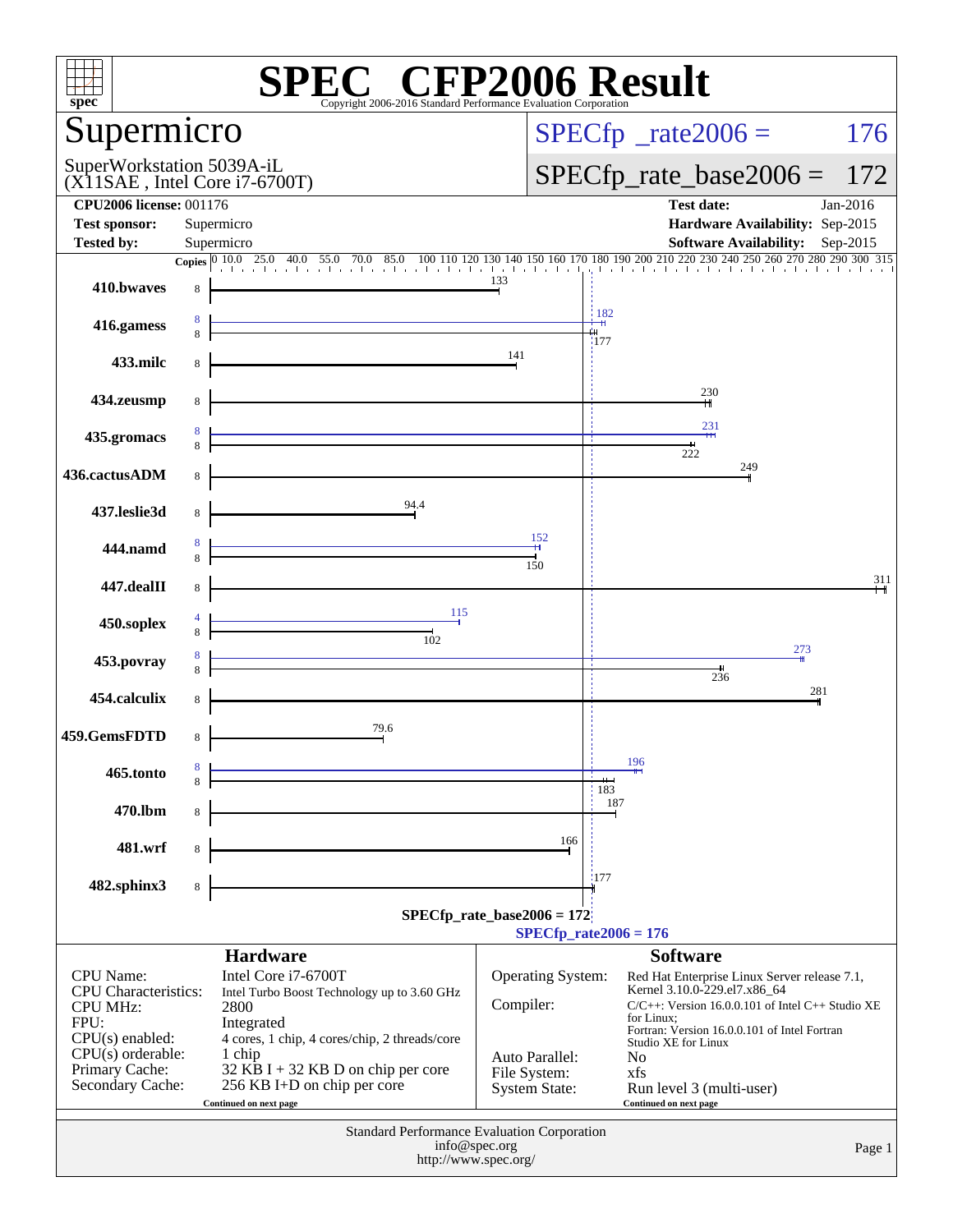# SPEC CFP2006 Result

Copyright 2006-2016 Standard Performance Evaluation Corporation

## Supermicro

SuperWorkstation 5039A-iL
(X11SAE , Intel Core i7-6700T)

SPECfp_rate2006 = 176

SPECfp_rate_base2006 = 172

| | | | |
|---|---|---|---|
| **CPU2006 license:** 001176 | | **Test date:** | Jan-2016 |
| **Test sponsor:** | Supermicro | **Hardware Availability:** | Sep-2015 |
| **Tested by:** | Supermicro | **Software Availability:** | Sep-2015 |

| Benchmark | Copies (peak) | Copies (base) | Peak | Base |
|---|---|---|---|---|
| 410.bwaves | | 8 | | 133 |
| 416.gamess | 8 | 8 | 182 | 177 |
| 433.milc | | 8 | | 141 |
| 434.zeusmp | | 8 | | 230 |
| 435.gromacs | 8 | 8 | 231 | 222 |
| 436.cactusADM | | 8 | | 249 |
| 437.leslie3d | | 8 | | 94.4 |
| 444.namd | 8 | 8 | 152 | 150 |
| 447.dealII | | 8 | | 311 |
| 450.soplex | 4 | 8 | 115 | 102 |
| 453.povray | 8 | 8 | 273 | 236 |
| 454.calculix | | 8 | | 281 |
| 459.GemsFDTD | | 8 | | 79.6 |
| 465.tonto | 8 | 8 | 196 | 183 |
| 470.lbm | | 8 | | 187 |
| 481.wrf | | 8 | | 166 |
| 482.sphinx3 | | 8 | | 177 |

SPECfp_rate_base2006 = 172

SPECfp_rate2006 = 176

## Hardware

| | |
|---|---|
| CPU Name: | Intel Core i7-6700T |
| CPU Characteristics: | Intel Turbo Boost Technology up to 3.60 GHz |
| CPU MHz: | 2800 |
| FPU: | Integrated |
| CPU(s) enabled: | 4 cores, 1 chip, 4 cores/chip, 2 threads/core |
| CPU(s) orderable: | 1 chip |
| Primary Cache: | 32 KB I + 32 KB D on chip per core |
| Secondary Cache: | 256 KB I+D on chip per core |

Continued on next page

## Software

| | |
|---|---|
| Operating System: | Red Hat Enterprise Linux Server release 7.1, Kernel 3.10.0-229.el7.x86_64 |
| Compiler: | C/C++: Version 16.0.0.101 of Intel C++ Studio XE for Linux; Fortran: Version 16.0.0.101 of Intel Fortran Studio XE for Linux |
| Auto Parallel: | No |
| File System: | xfs |
| System State: | Run level 3 (multi-user) |

Continued on next page

Standard Performance Evaluation Corporation
info@spec.org
http://www.spec.org/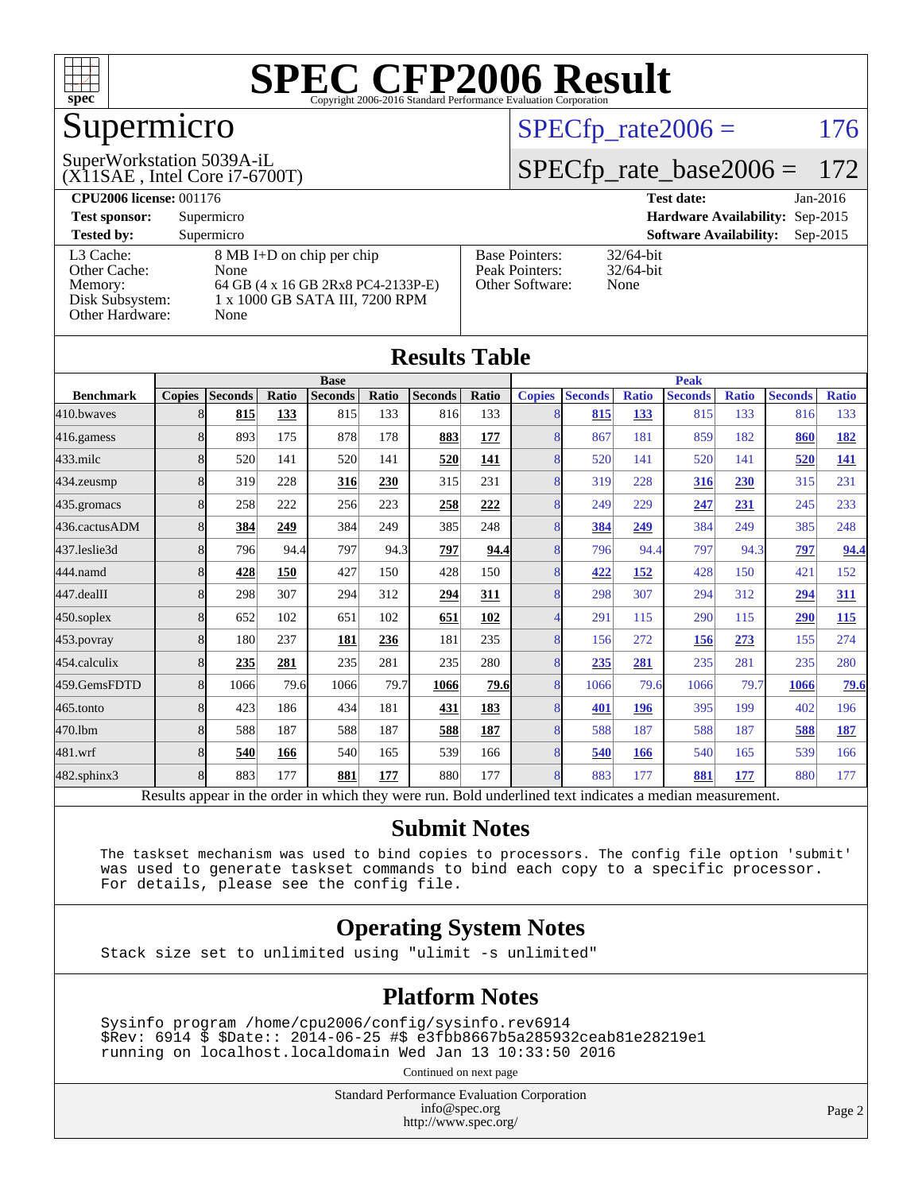# SPEC CFP2006 Result

Copyright 2006-2016 Standard Performance Evaluation Corporation

## Supermicro

SuperWorkstation 5039A-iL
(X11SAE , Intel Core i7-6700T)

SPECfp_rate2006 = 176

SPECfp_rate_base2006 = 172

| | | | |
|---|---|---|---|
| **CPU2006 license:** 001176 | | **Test date:** | Jan-2016 |
| **Test sponsor:** | Supermicro | **Hardware Availability:** | Sep-2015 |
| **Tested by:** | Supermicro | **Software Availability:** | Sep-2015 |

| | | | |
|---|---|---|---|
| L3 Cache: | 8 MB I+D on chip per chip | Base Pointers: | 32/64-bit |
| Other Cache: | None | Peak Pointers: | 32/64-bit |
| Memory: | 64 GB (4 x 16 GB 2Rx8 PC4-2133P-E) | Other Software: | None |
| Disk Subsystem: | 1 x 1000 GB SATA III, 7200 RPM | | |
| Other Hardware: | None | | |

## Results Table

| Benchmark | Base | | | | | | | Peak | | | | | | |
|---|---|---|---|---|---|---|---|---|---|---|---|---|---|---|
| | Copies | Seconds | Ratio | Seconds | Ratio | Seconds | Ratio | Copies | Seconds | Ratio | Seconds | Ratio | Seconds | Ratio |
| 410.bwaves | 8 | **815** | **133** | 815 | 133 | 816 | 133 | 8 | **815** | **133** | 815 | 133 | 816 | 133 |
| 416.gamess | 8 | 893 | 175 | 878 | 178 | **883** | **177** | 8 | 867 | 181 | 859 | 182 | **860** | **182** |
| 433.milc | 8 | 520 | 141 | 520 | 141 | **520** | **141** | 8 | 520 | 141 | 520 | 141 | **520** | **141** |
| 434.zeusmp | 8 | 319 | 228 | **316** | **230** | 315 | 231 | 8 | 319 | 228 | **316** | **230** | 315 | 231 |
| 435.gromacs | 8 | 258 | 222 | 256 | 223 | **258** | **222** | 8 | 249 | 229 | **247** | **231** | 245 | 233 |
| 436.cactusADM | 8 | **384** | **249** | 384 | 249 | 385 | 248 | 8 | **384** | **249** | 384 | 249 | 385 | 248 |
| 437.leslie3d | 8 | 796 | 94.4 | 797 | 94.3 | **797** | **94.4** | 8 | 796 | 94.4 | 797 | 94.3 | **797** | **94.4** |
| 444.namd | 8 | **428** | **150** | 427 | 150 | 428 | 150 | 8 | **422** | **152** | 428 | 150 | 421 | 152 |
| 447.dealII | 8 | 298 | 307 | 294 | 312 | **294** | **311** | 8 | 298 | 307 | 294 | 312 | **294** | **311** |
| 450.soplex | 8 | 652 | 102 | 651 | 102 | **651** | **102** | 4 | 291 | 115 | 290 | 115 | **290** | **115** |
| 453.povray | 8 | 180 | 237 | **181** | **236** | 181 | 235 | 8 | 156 | 272 | **156** | **273** | 155 | 274 |
| 454.calculix | 8 | **235** | **281** | 235 | 281 | 235 | 280 | 8 | **235** | **281** | 235 | 281 | 235 | 280 |
| 459.GemsFDTD | 8 | 1066 | 79.6 | 1066 | 79.7 | **1066** | **79.6** | 8 | 1066 | 79.6 | 1066 | 79.7 | **1066** | **79.6** |
| 465.tonto | 8 | 423 | 186 | 434 | 181 | **431** | **183** | 8 | **401** | **196** | 395 | 199 | 402 | 196 |
| 470.lbm | 8 | 588 | 187 | 588 | 187 | **588** | **187** | 8 | 588 | 187 | 588 | 187 | **588** | **187** |
| 481.wrf | 8 | **540** | **166** | 540 | 165 | 539 | 166 | 8 | **540** | **166** | 540 | 165 | 539 | 166 |
| 482.sphinx3 | 8 | 883 | 177 | **881** | **177** | 880 | 177 | 8 | 883 | 177 | **881** | **177** | 880 | 177 |

Results appear in the order in which they were run. Bold underlined text indicates a median measurement.

## Submit Notes

```
The taskset mechanism was used to bind copies to processors. The config file option 'submit'
was used to generate taskset commands to bind each copy to a specific processor.
For details, please see the config file.
```

## Operating System Notes

```
Stack size set to unlimited using "ulimit -s unlimited"
```

## Platform Notes

```
Sysinfo program /home/cpu2006/config/sysinfo.rev6914
$Rev: 6914 $ $Date:: 2014-06-25 #$ e3fbb8667b5a285932ceab81e28219e1
running on localhost.localdomain Wed Jan 13 10:33:50 2016
```

Continued on next page

Standard Performance Evaluation Corporation
info@spec.org
http://www.spec.org/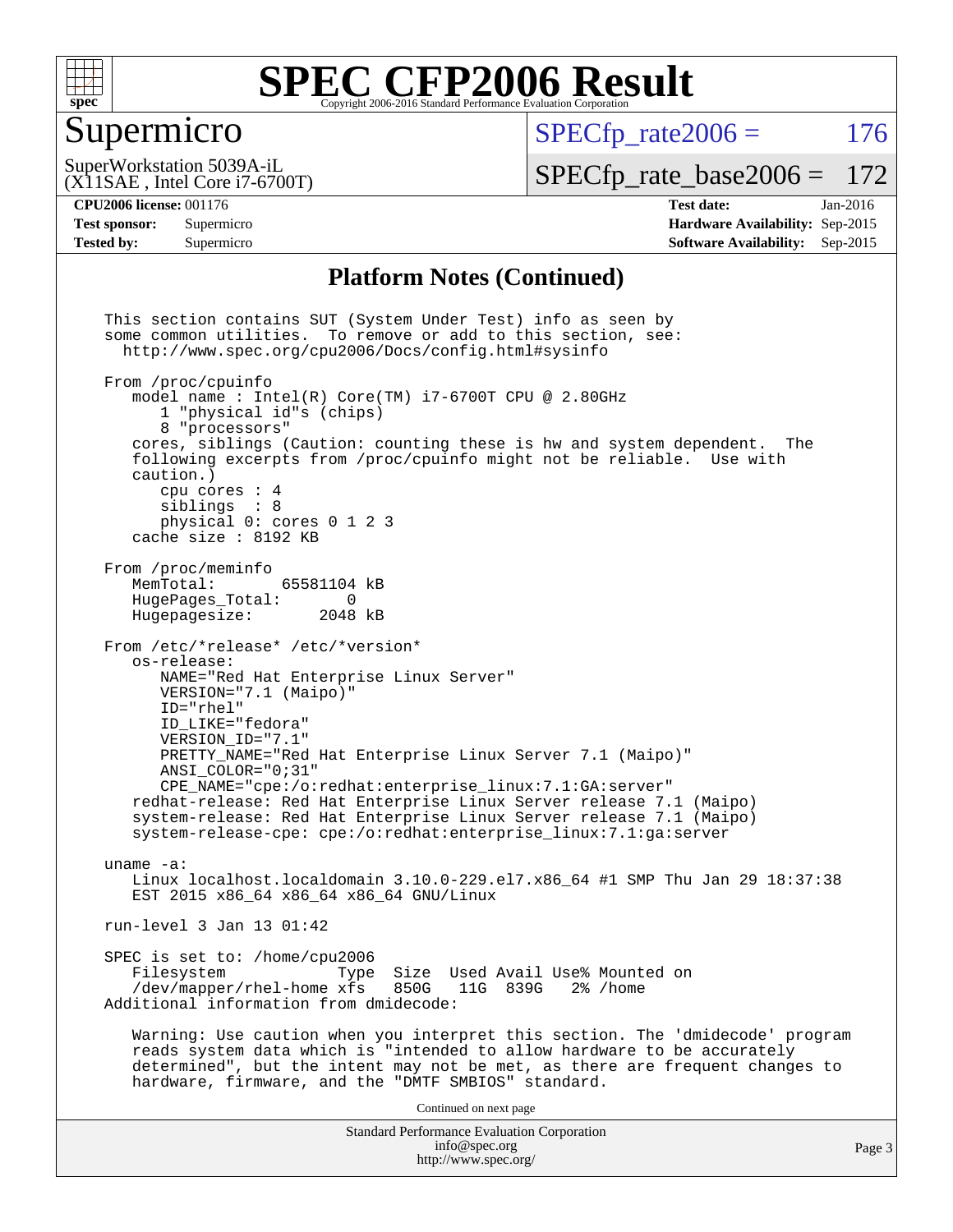# Supermicro

SuperWorkstation 5039A-iL
(X11SAE , Intel Core i7-6700T)

SPECfp_rate2006 = 176

SPECfp_rate_base2006 = 172

**CPU2006 license:** 001176
**Test sponsor:** Supermicro
**Tested by:** Supermicro

**Test date:** Jan-2016
**Hardware Availability:** Sep-2015
**Software Availability:** Sep-2015

## Platform Notes (Continued)

```
This section contains SUT (System Under Test) info as seen by
some common utilities.  To remove or add to this section, see:
  http://www.spec.org/cpu2006/Docs/config.html#sysinfo

From /proc/cpuinfo
   model name : Intel(R) Core(TM) i7-6700T CPU @ 2.80GHz
      1 "physical id"s (chips)
      8 "processors"
   cores, siblings (Caution: counting these is hw and system dependent.  The
   following excerpts from /proc/cpuinfo might not be reliable.  Use with
   caution.)
      cpu cores : 4
      siblings  : 8
      physical 0: cores 0 1 2 3
   cache size : 8192 KB

From /proc/meminfo
   MemTotal:       65581104 kB
   HugePages_Total:       0
   Hugepagesize:       2048 kB

From /etc/*release* /etc/*version*
   os-release:
      NAME="Red Hat Enterprise Linux Server"
      VERSION="7.1 (Maipo)"
      ID="rhel"
      ID_LIKE="fedora"
      VERSION_ID="7.1"
      PRETTY_NAME="Red Hat Enterprise Linux Server 7.1 (Maipo)"
      ANSI_COLOR="0;31"
      CPE_NAME="cpe:/o:redhat:enterprise_linux:7.1:GA:server"
   redhat-release: Red Hat Enterprise Linux Server release 7.1 (Maipo)
   system-release: Red Hat Enterprise Linux Server release 7.1 (Maipo)
   system-release-cpe: cpe:/o:redhat:enterprise_linux:7.1:ga:server

uname -a:
   Linux localhost.localdomain 3.10.0-229.el7.x86_64 #1 SMP Thu Jan 29 18:37:38
   EST 2015 x86_64 x86_64 x86_64 GNU/Linux

run-level 3 Jan 13 01:42

SPEC is set to: /home/cpu2006
   Filesystem            Type  Size  Used Avail Use% Mounted on
   /dev/mapper/rhel-home xfs   850G   11G  839G   2% /home
Additional information from dmidecode:

   Warning: Use caution when you interpret this section. The 'dmidecode' program
   reads system data which is "intended to allow hardware to be accurately
   determined", but the intent may not be met, as there are frequent changes to
   hardware, firmware, and the "DMTF SMBIOS" standard.
```

Continued on next page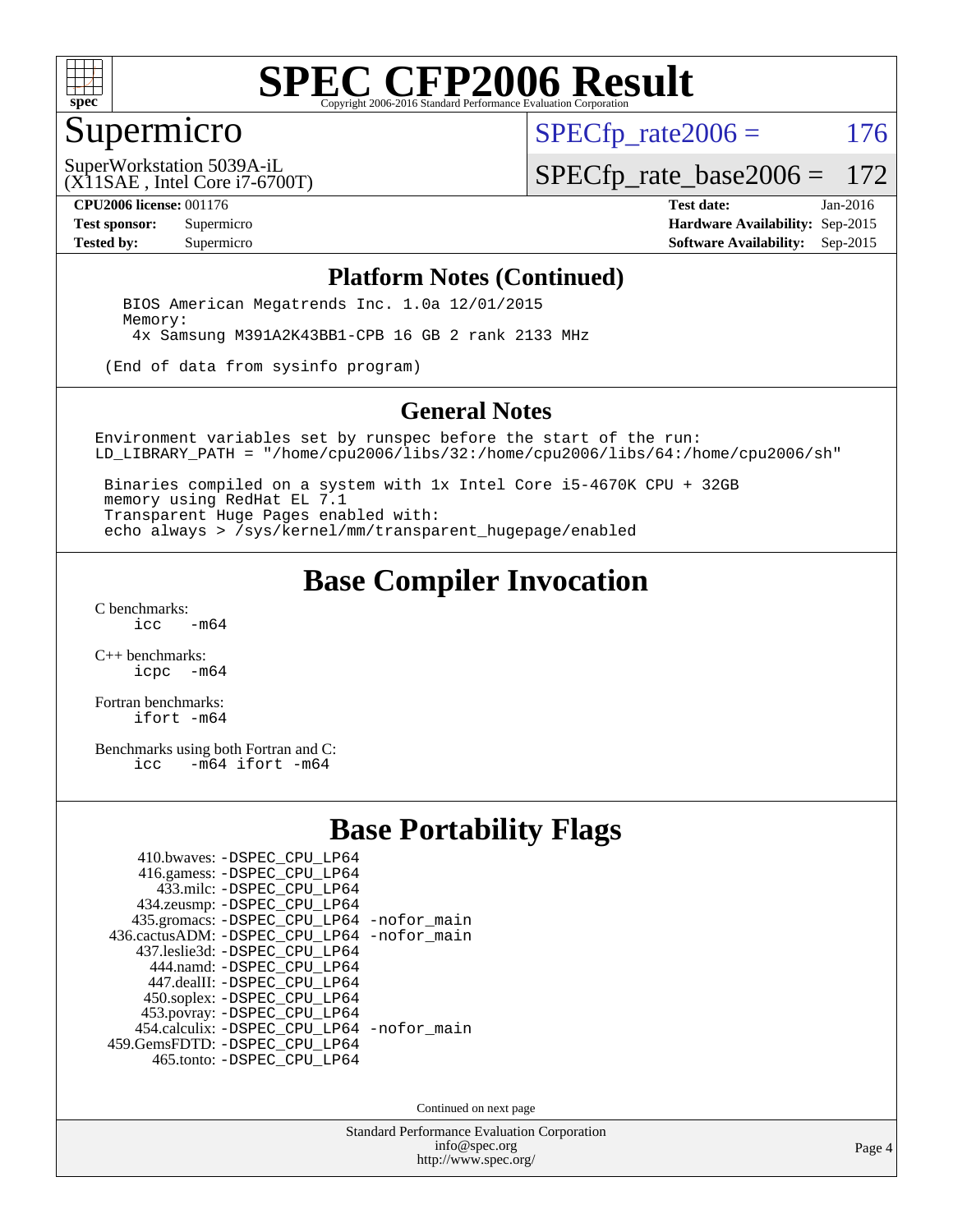# SPEC CFP2006 Result

Copyright 2006-2016 Standard Performance Evaluation Corporation

## Supermicro

SuperWorkstation 5039A-iL
(X11SAE , Intel Core i7-6700T)

SPECfp_rate2006 = 176

SPECfp_rate_base2006 = 172

**CPU2006 license:** 001176
**Test sponsor:** Supermicro
**Tested by:** Supermicro

**Test date:** Jan-2016
**Hardware Availability:** Sep-2015
**Software Availability:** Sep-2015

### Platform Notes (Continued)

```
  BIOS American Megatrends Inc. 1.0a 12/01/2015
  Memory:
   4x Samsung M391A2K43BB1-CPB 16 GB 2 rank 2133 MHz

(End of data from sysinfo program)
```

### General Notes

```
Environment variables set by runspec before the start of the run:
LD_LIBRARY_PATH = "/home/cpu2006/libs/32:/home/cpu2006/libs/64:/home/cpu2006/sh"

 Binaries compiled on a system with 1x Intel Core i5-4670K CPU + 32GB
 memory using RedHat EL 7.1
 Transparent Huge Pages enabled with:
 echo always > /sys/kernel/mm/transparent_hugepage/enabled
```

## Base Compiler Invocation

C benchmarks:
```
icc   -m64
```

C++ benchmarks:
```
icpc  -m64
```

Fortran benchmarks:
```
ifort -m64
```

Benchmarks using both Fortran and C:
```
icc   -m64 ifort -m64
```

## Base Portability Flags

```
   410.bwaves: -DSPEC_CPU_LP64
   416.gamess: -DSPEC_CPU_LP64
     433.milc: -DSPEC_CPU_LP64
   434.zeusmp: -DSPEC_CPU_LP64
  435.gromacs: -DSPEC_CPU_LP64 -nofor_main
436.cactusADM: -DSPEC_CPU_LP64 -nofor_main
  437.leslie3d: -DSPEC_CPU_LP64
     444.namd: -DSPEC_CPU_LP64
   447.dealII: -DSPEC_CPU_LP64
   450.soplex: -DSPEC_CPU_LP64
   453.povray: -DSPEC_CPU_LP64
  454.calculix: -DSPEC_CPU_LP64 -nofor_main
459.GemsFDTD: -DSPEC_CPU_LP64
    465.tonto: -DSPEC_CPU_LP64
```

Continued on next page

Standard Performance Evaluation Corporation
info@spec.org
http://www.spec.org/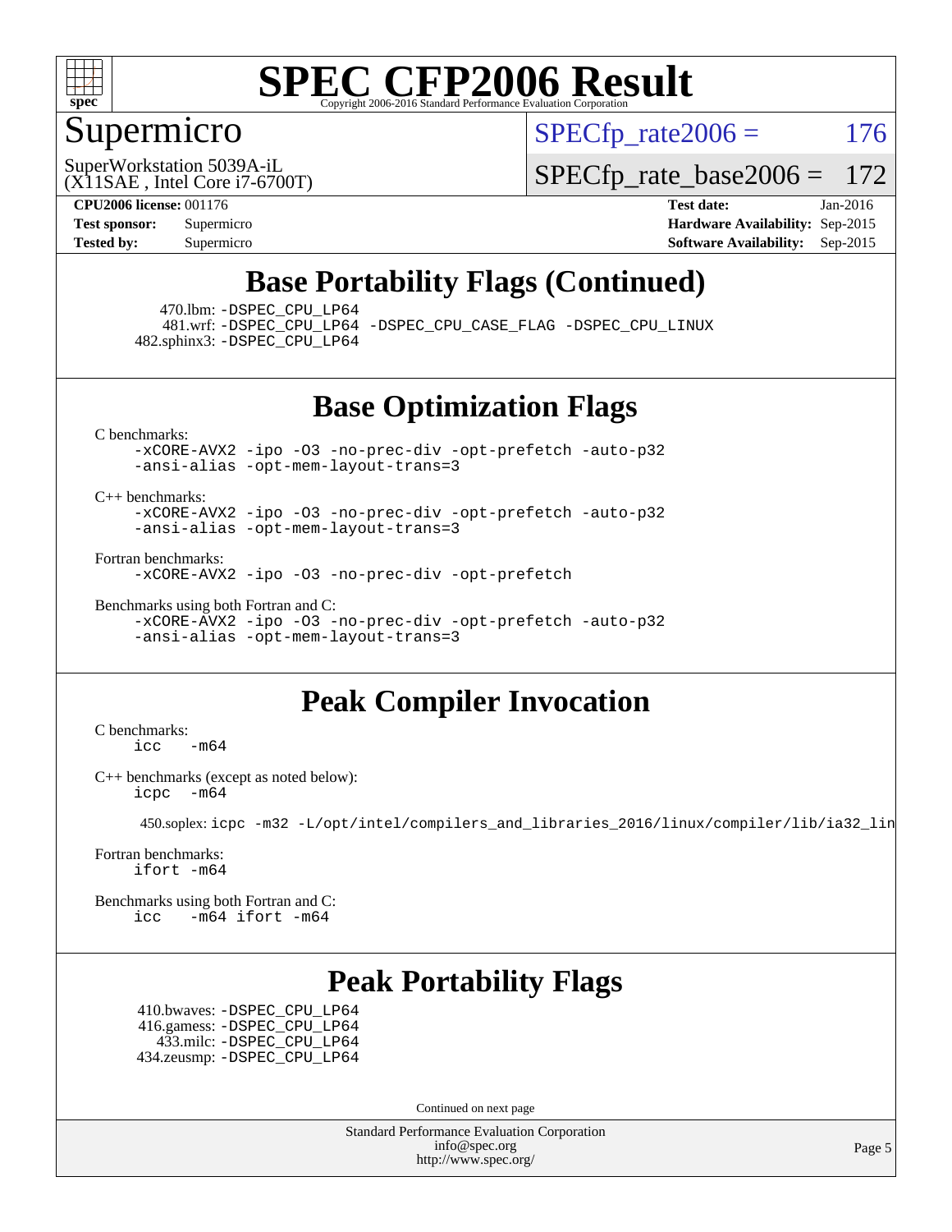# SPEC CFP2006 Result

Copyright 2006-2016 Standard Performance Evaluation Corporation

## Supermicro

SuperWorkstation 5039A-iL
(X11SAE , Intel Core i7-6700T)

SPECfp_rate2006 = 176

SPECfp_rate_base2006 = 172

**CPU2006 license:** 001176
**Test sponsor:** Supermicro
**Tested by:** Supermicro

**Test date:** Jan-2016
**Hardware Availability:** Sep-2015
**Software Availability:** Sep-2015

## Base Portability Flags (Continued)

470.lbm: -DSPEC_CPU_LP64
481.wrf: -DSPEC_CPU_LP64 -DSPEC_CPU_CASE_FLAG -DSPEC_CPU_LINUX
482.sphinx3: -DSPEC_CPU_LP64

## Base Optimization Flags

C benchmarks:
-xCORE-AVX2 -ipo -O3 -no-prec-div -opt-prefetch -auto-p32 -ansi-alias -opt-mem-layout-trans=3

C++ benchmarks:
-xCORE-AVX2 -ipo -O3 -no-prec-div -opt-prefetch -auto-p32 -ansi-alias -opt-mem-layout-trans=3

Fortran benchmarks:
-xCORE-AVX2 -ipo -O3 -no-prec-div -opt-prefetch

Benchmarks using both Fortran and C:
-xCORE-AVX2 -ipo -O3 -no-prec-div -opt-prefetch -auto-p32 -ansi-alias -opt-mem-layout-trans=3

## Peak Compiler Invocation

C benchmarks:
icc -m64

C++ benchmarks (except as noted below):
icpc -m64

450.soplex: icpc -m32 -L/opt/intel/compilers_and_libraries_2016/linux/compiler/lib/ia32_lin

Fortran benchmarks:
ifort -m64

Benchmarks using both Fortran and C:
icc -m64 ifort -m64

## Peak Portability Flags

410.bwaves: -DSPEC_CPU_LP64
416.gamess: -DSPEC_CPU_LP64
433.milc: -DSPEC_CPU_LP64
434.zeusmp: -DSPEC_CPU_LP64

Continued on next page

Standard Performance Evaluation Corporation
info@spec.org
http://www.spec.org/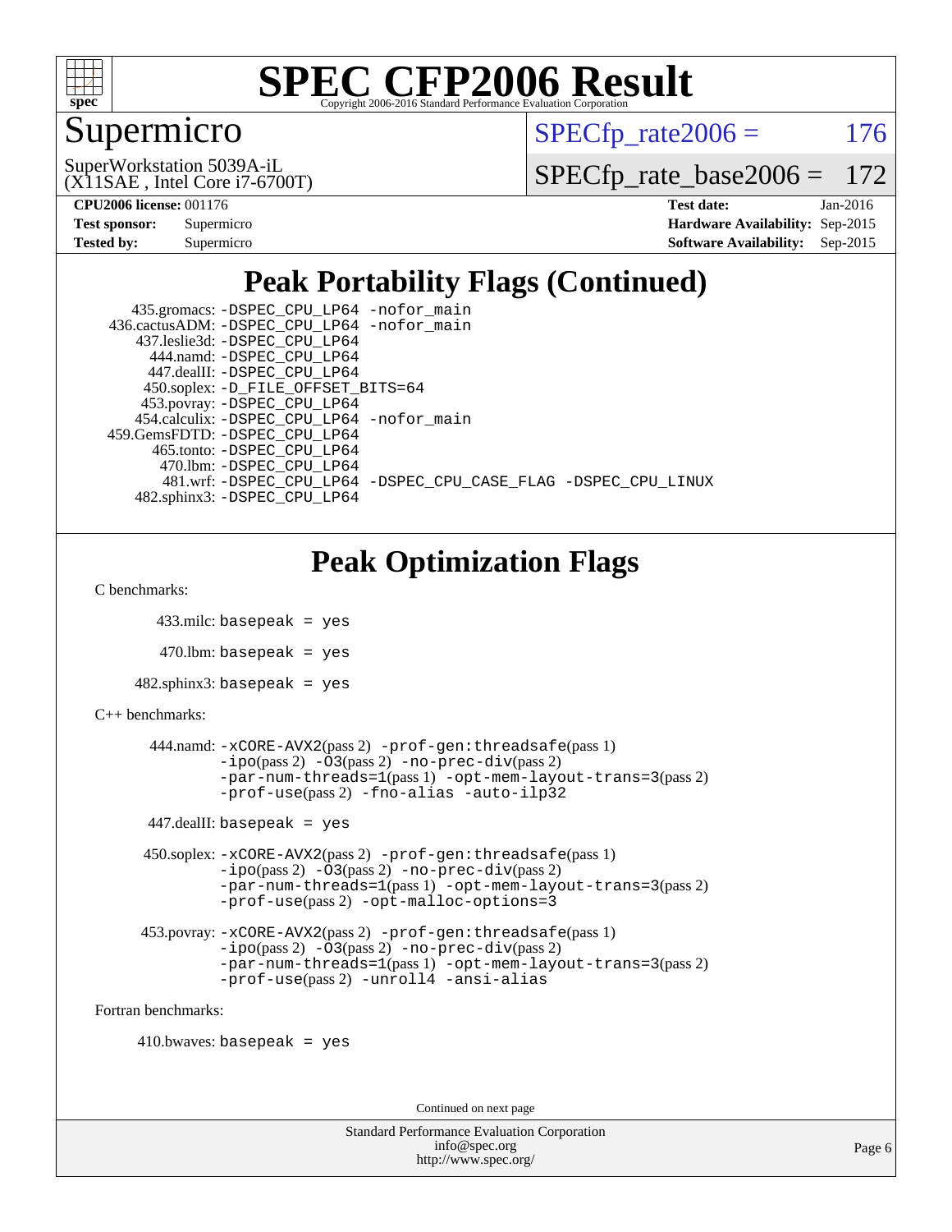# SPEC CFP2006 Result

Copyright 2006-2016 Standard Performance Evaluation Corporation

## Supermicro

SuperWorkstation 5039A-iL
(X11SAE , Intel Core i7-6700T)

SPECfp_rate2006 = 176

SPECfp_rate_base2006 = 172

**CPU2006 license:** 001176
**Test sponsor:** Supermicro
**Tested by:** Supermicro

**Test date:** Jan-2016
**Hardware Availability:** Sep-2015
**Software Availability:** Sep-2015

## Peak Portability Flags (Continued)

435.gromacs: -DSPEC_CPU_LP64 -nofor_main
436.cactusADM: -DSPEC_CPU_LP64 -nofor_main
437.leslie3d: -DSPEC_CPU_LP64
444.namd: -DSPEC_CPU_LP64
447.dealII: -DSPEC_CPU_LP64
450.soplex: -D_FILE_OFFSET_BITS=64
453.povray: -DSPEC_CPU_LP64
454.calculix: -DSPEC_CPU_LP64 -nofor_main
459.GemsFDTD: -DSPEC_CPU_LP64
465.tonto: -DSPEC_CPU_LP64
470.lbm: -DSPEC_CPU_LP64
481.wrf: -DSPEC_CPU_LP64 -DSPEC_CPU_CASE_FLAG -DSPEC_CPU_LINUX
482.sphinx3: -DSPEC_CPU_LP64

## Peak Optimization Flags

C benchmarks:

433.milc: basepeak = yes

470.lbm: basepeak = yes

482.sphinx3: basepeak = yes

C++ benchmarks:

444.namd: -xCORE-AVX2(pass 2) -prof-gen:threadsafe(pass 1) -ipo(pass 2) -O3(pass 2) -no-prec-div(pass 2) -par-num-threads=1(pass 1) -opt-mem-layout-trans=3(pass 2) -prof-use(pass 2) -fno-alias -auto-ilp32

447.dealII: basepeak = yes

450.soplex: -xCORE-AVX2(pass 2) -prof-gen:threadsafe(pass 1) -ipo(pass 2) -O3(pass 2) -no-prec-div(pass 2) -par-num-threads=1(pass 1) -opt-mem-layout-trans=3(pass 2) -prof-use(pass 2) -opt-malloc-options=3

453.povray: -xCORE-AVX2(pass 2) -prof-gen:threadsafe(pass 1) -ipo(pass 2) -O3(pass 2) -no-prec-div(pass 2) -par-num-threads=1(pass 1) -opt-mem-layout-trans=3(pass 2) -prof-use(pass 2) -unroll4 -ansi-alias

Fortran benchmarks:

410.bwaves: basepeak = yes

Continued on next page

Standard Performance Evaluation Corporation
info@spec.org
http://www.spec.org/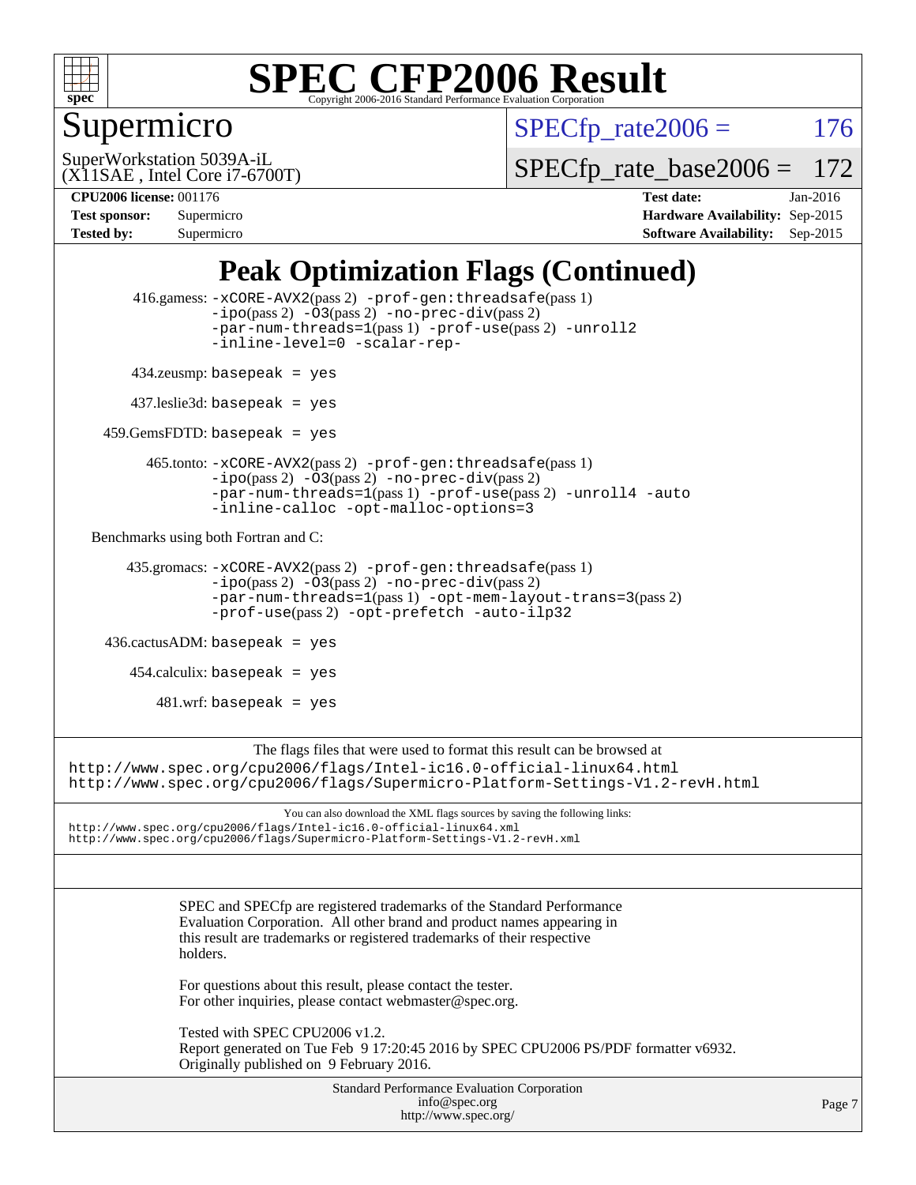# SPEC CFP2006 Result

Copyright 2006-2016 Standard Performance Evaluation Corporation

## Supermicro

SuperWorkstation 5039A-iL
(X11SAE , Intel Core i7-6700T)

SPECfp_rate2006 = 176

SPECfp_rate_base2006 = 172

**CPU2006 license:** 001176
**Test sponsor:** Supermicro
**Tested by:** Supermicro

**Test date:** Jan-2016
**Hardware Availability:** Sep-2015
**Software Availability:** Sep-2015

## Peak Optimization Flags (Continued)

416.gamess: -xCORE-AVX2(pass 2) -prof-gen:threadsafe(pass 1) -ipo(pass 2) -O3(pass 2) -no-prec-div(pass 2) -par-num-threads=1(pass 1) -prof-use(pass 2) -unroll2 -inline-level=0 -scalar-rep-

434.zeusmp: basepeak = yes

437.leslie3d: basepeak = yes

459.GemsFDTD: basepeak = yes

465.tonto: -xCORE-AVX2(pass 2) -prof-gen:threadsafe(pass 1) -ipo(pass 2) -O3(pass 2) -no-prec-div(pass 2) -par-num-threads=1(pass 1) -prof-use(pass 2) -unroll4 -auto -inline-calloc -opt-malloc-options=3

Benchmarks using both Fortran and C:

435.gromacs: -xCORE-AVX2(pass 2) -prof-gen:threadsafe(pass 1) -ipo(pass 2) -O3(pass 2) -no-prec-div(pass 2) -par-num-threads=1(pass 1) -opt-mem-layout-trans=3(pass 2) -prof-use(pass 2) -opt-prefetch -auto-ilp32

436.cactusADM: basepeak = yes

454.calculix: basepeak = yes

481.wrf: basepeak = yes

The flags files that were used to format this result can be browsed at
http://www.spec.org/cpu2006/flags/Intel-ic16.0-official-linux64.html
http://www.spec.org/cpu2006/flags/Supermicro-Platform-Settings-V1.2-revH.html

You can also download the XML flags sources by saving the following links:
http://www.spec.org/cpu2006/flags/Intel-ic16.0-official-linux64.xml
http://www.spec.org/cpu2006/flags/Supermicro-Platform-Settings-V1.2-revH.xml

SPEC and SPECfp are registered trademarks of the Standard Performance Evaluation Corporation. All other brand and product names appearing in this result are trademarks or registered trademarks of their respective holders.

For questions about this result, please contact the tester.
For other inquiries, please contact webmaster@spec.org.

Tested with SPEC CPU2006 v1.2.
Report generated on Tue Feb 9 17:20:45 2016 by SPEC CPU2006 PS/PDF formatter v6932.
Originally published on 9 February 2016.

Standard Performance Evaluation Corporation
info@spec.org
http://www.spec.org/